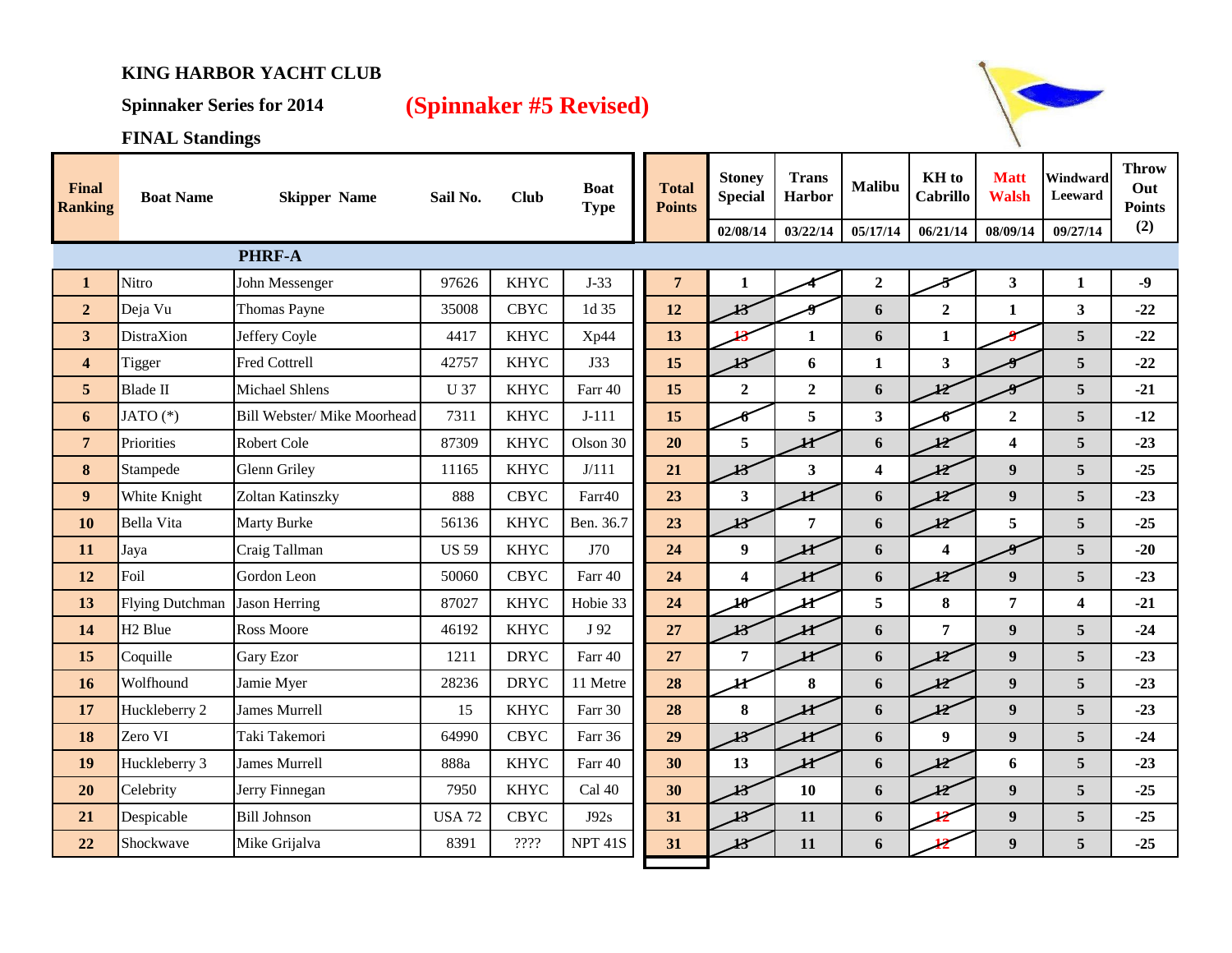**KING HARBOR YACHT CLUB**

**Spinnaker Series for 2014** **(Spinnaker #5 Revised)**

**FINAL Standings**

| Final Ranking | Boat Name | Skipper Name | Sail No. | Club | Boat Type | Total Points | Stoney Special 02/08/14 | Trans Harbor 03/22/14 | Malibu 05/17/14 | KH to Cabrillo 06/21/14 | Matt Walsh 08/09/14 | Windward Leeward 09/27/14 | Throw Out Points (2) |
|---|---|---|---|---|---|---|---|---|---|---|---|---|---|
| | | **PHRF-A** | | | | | | | | | | | |
| 1 | Nitro | John Messenger | 97626 | KHYC | J-33 | 7 | 1 | ~~4~~ | 2 | ~~5~~ | 3 | 1 | -9 |
| 2 | Deja Vu | Thomas Payne | 35008 | CBYC | 1d 35 | 12 | ~~13~~ | ~~9~~ | 6 | 2 | 1 | 3 | -22 |
| 3 | DistraXion | Jeffery Coyle | 4417 | KHYC | Xp44 | 13 | ~~13~~ | 1 | 6 | 1 | ~~9~~ | 5 | -22 |
| 4 | Tigger | Fred Cottrell | 42757 | KHYC | J33 | 15 | ~~13~~ | 6 | 1 | 3 | ~~9~~ | 5 | -22 |
| 5 | Blade II | Michael Shlens | U 37 | KHYC | Farr 40 | 15 | 2 | 2 | 6 | ~~12~~ | ~~9~~ | 5 | -21 |
| 6 | JATO (*) | Bill Webster/ Mike Moorhead | 7311 | KHYC | J-111 | 15 | ~~6~~ | 5 | 3 | ~~6~~ | 2 | 5 | -12 |
| 7 | Priorities | Robert Cole | 87309 | KHYC | Olson 30 | 20 | 5 | ~~11~~ | 6 | ~~12~~ | 4 | 5 | -23 |
| 8 | Stampede | Glenn Griley | 11165 | KHYC | J/111 | 21 | ~~13~~ | 3 | 4 | ~~12~~ | 9 | 5 | -25 |
| 9 | White Knight | Zoltan Katinszky | 888 | CBYC | Farr40 | 23 | 3 | ~~11~~ | 6 | ~~12~~ | 9 | 5 | -23 |
| 10 | Bella Vita | Marty Burke | 56136 | KHYC | Ben. 36.7 | 23 | ~~13~~ | 7 | 6 | ~~12~~ | 5 | 5 | -25 |
| 11 | Jaya | Craig Tallman | US 59 | KHYC | J70 | 24 | 9 | ~~11~~ | 6 | 4 | ~~9~~ | 5 | -20 |
| 12 | Foil | Gordon Leon | 50060 | CBYC | Farr 40 | 24 | 4 | ~~11~~ | 6 | ~~12~~ | 9 | 5 | -23 |
| 13 | Flying Dutchman | Jason Herring | 87027 | KHYC | Hobie 33 | 24 | ~~10~~ | ~~11~~ | 5 | 8 | 7 | 4 | -21 |
| 14 | H2 Blue | Ross Moore | 46192 | KHYC | J 92 | 27 | ~~13~~ | ~~11~~ | 6 | 7 | 9 | 5 | -24 |
| 15 | Coquille | Gary Ezor | 1211 | DRYC | Farr 40 | 27 | 7 | ~~11~~ | 6 | ~~12~~ | 9 | 5 | -23 |
| 16 | Wolfhound | Jamie Myer | 28236 | DRYC | 11 Metre | 28 | ~~11~~ | 8 | 6 | ~~12~~ | 9 | 5 | -23 |
| 17 | Huckleberry 2 | James Murrell | 15 | KHYC | Farr 30 | 28 | 8 | ~~11~~ | 6 | ~~12~~ | 9 | 5 | -23 |
| 18 | Zero VI | Taki Takemori | 64990 | CBYC | Farr 36 | 29 | ~~13~~ | ~~11~~ | 6 | 9 | 9 | 5 | -24 |
| 19 | Huckleberry 3 | James Murrell | 888a | KHYC | Farr 40 | 30 | 13 | ~~11~~ | 6 | ~~12~~ | 6 | 5 | -23 |
| 20 | Celebrity | Jerry Finnegan | 7950 | KHYC | Cal 40 | 30 | ~~13~~ | 10 | 6 | ~~12~~ | 9 | 5 | -25 |
| 21 | Despicable | Bill Johnson | USA 72 | CBYC | J92s | 31 | ~~13~~ | 11 | 6 | ~~12~~ | 9 | 5 | -25 |
| 22 | Shockwave | Mike Grijalva | 8391 | ???? | NPT 41S | 31 | ~~13~~ | 11 | 6 | ~~12~~ | 9 | 5 | -25 |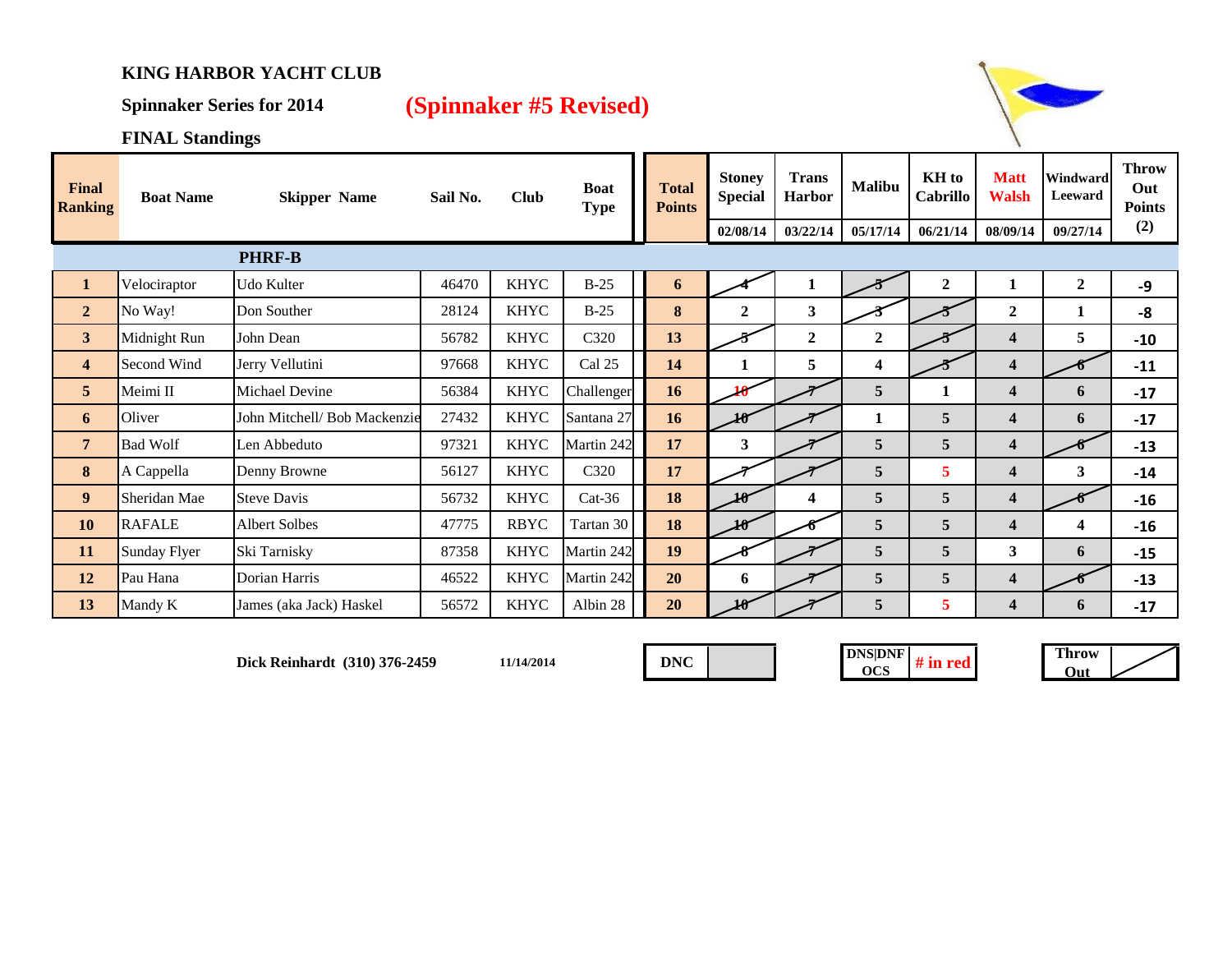**KING HARBOR YACHT CLUB**

**Spinnaker Series for 2014** **(Spinnaker #5 Revised)**

**FINAL Standings**

| Final Ranking | Boat Name | Skipper Name | Sail No. | Club | Boat Type | Total Points | Stoney Special 02/08/14 | Trans Harbor 03/22/14 | Malibu 05/17/14 | KH to Cabrillo 06/21/14 | Matt Walsh 08/09/14 | Windward Leeward 09/27/14 | Throw Out Points (2) |
|---|---|---|---|---|---|---|---|---|---|---|---|---|---|
| | | **PHRF-B** | | | | | | | | | | | |
| 1 | Velociraptor | Udo Kulter | 46470 | KHYC | B-25 | 6 | 4 | 1 | 5 | 2 | 1 | 2 | -9 |
| 2 | No Way! | Don Souther | 28124 | KHYC | B-25 | 8 | 2 | 3 | 3 | 5 | 2 | 1 | -8 |
| 3 | Midnight Run | John Dean | 56782 | KHYC | C320 | 13 | 5 | 2 | 2 | 5 | 4 | 5 | -10 |
| 4 | Second Wind | Jerry Vellutini | 97668 | KHYC | Cal 25 | 14 | 1 | 5 | 4 | 5 | 4 | 6 | -11 |
| 5 | Meimi II | Michael Devine | 56384 | KHYC | Challenger | 16 | 10 | 7 | 5 | 1 | 4 | 6 | -17 |
| 6 | Oliver | John Mitchell/ Bob Mackenzie | 27432 | KHYC | Santana 27 | 16 | 10 | 7 | 1 | 5 | 4 | 6 | -17 |
| 7 | Bad Wolf | Len Abbeduto | 97321 | KHYC | Martin 242 | 17 | 3 | 7 | 5 | 5 | 4 | 6 | -13 |
| 8 | A Cappella | Denny Browne | 56127 | KHYC | C320 | 17 | 7 | 7 | 5 | 5 | 4 | 3 | -14 |
| 9 | Sheridan Mae | Steve Davis | 56732 | KHYC | Cat-36 | 18 | 10 | 4 | 5 | 5 | 4 | 6 | -16 |
| 10 | RAFALE | Albert Solbes | 47775 | RBYC | Tartan 30 | 18 | 10 | 6 | 5 | 5 | 4 | 4 | -16 |
| 11 | Sunday Flyer | Ski Tarnisky | 87358 | KHYC | Martin 242 | 19 | 8 | 7 | 5 | 5 | 3 | 6 | -15 |
| 12 | Pau Hana | Dorian Harris | 46522 | KHYC | Martin 242 | 20 | 6 | 7 | 5 | 5 | 4 | 6 | -13 |
| 13 | Mandy K | James (aka Jack) Haskel | 56572 | KHYC | Albin 28 | 20 | 10 | 7 | 5 | 5 | 4 | 6 | -17 |

**Dick Reinhardt (310) 376-2459** **11/14/2014**

DNC | DNS|DNF OCS: # in red | Throw Out